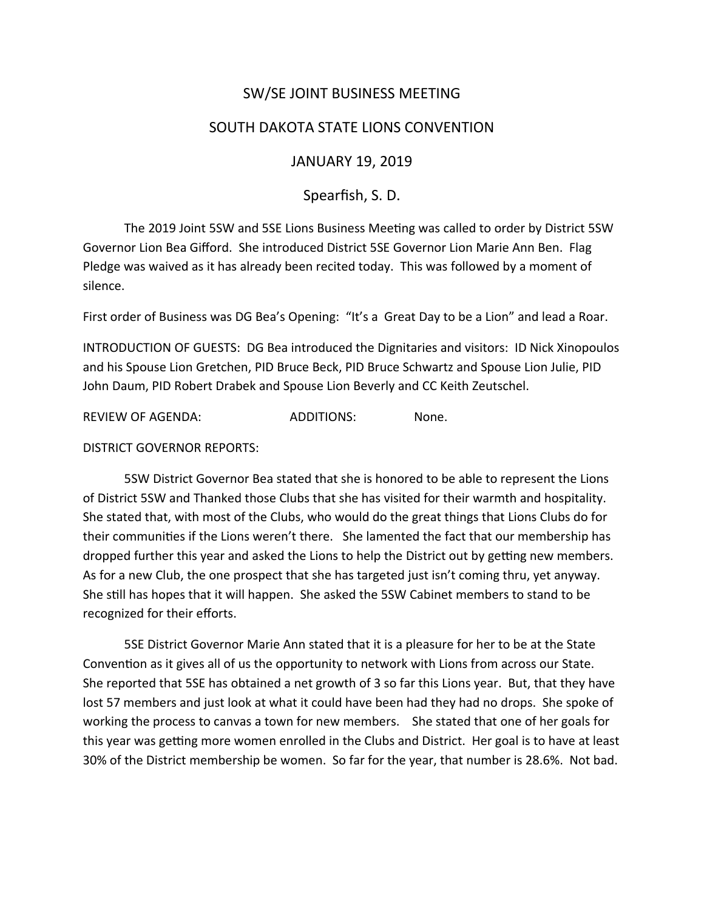# SW/SE JOINT BUSINESS MEETING

# SOUTH DAKOTA STATE LIONS CONVENTION

# JANUARY 19, 2019

## Spearfish, S. D.

The 2019 Joint 5SW and 5SE Lions Business Meeting was called to order by District 5SW Governor Lion Bea Gifford. She introduced District 5SE Governor Lion Marie Ann Ben. Flag Pledge was waived as it has already been recited today. This was followed by a moment of silence.

First order of Business was DG Bea's Opening: "It's a Great Day to be a Lion" and lead a Roar.

INTRODUCTION OF GUESTS: DG Bea introduced the Dignitaries and visitors: ID Nick Xinopoulos and his Spouse Lion Gretchen, PID Bruce Beck, PID Bruce Schwartz and Spouse Lion Julie, PID John Daum, PID Robert Drabek and Spouse Lion Beverly and CC Keith Zeutschel.

REVIEW OF AGENDA: ADDITIONS: None.

DISTRICT GOVERNOR REPORTS:

5SW District Governor Bea stated that she is honored to be able to represent the Lions of District 5SW and Thanked those Clubs that she has visited for their warmth and hospitality. She stated that, with most of the Clubs, who would do the great things that Lions Clubs do for their communities if the Lions weren't there. She lamented the fact that our membership has dropped further this year and asked the Lions to help the District out by getting new members. As for a new Club, the one prospect that she has targeted just isn't coming thru, yet anyway. She still has hopes that it will happen. She asked the 5SW Cabinet members to stand to be recognized for their efforts.

5SE District Governor Marie Ann stated that it is a pleasure for her to be at the State Convention as it gives all of us the opportunity to network with Lions from across our State. She reported that 5SE has obtained a net growth of 3 so far this Lions year. But, that they have lost 57 members and just look at what it could have been had they had no drops. She spoke of working the process to canvas a town for new members. She stated that one of her goals for this year was getting more women enrolled in the Clubs and District. Her goal is to have at least 30% of the District membership be women. So far for the year, that number is 28.6%. Not bad.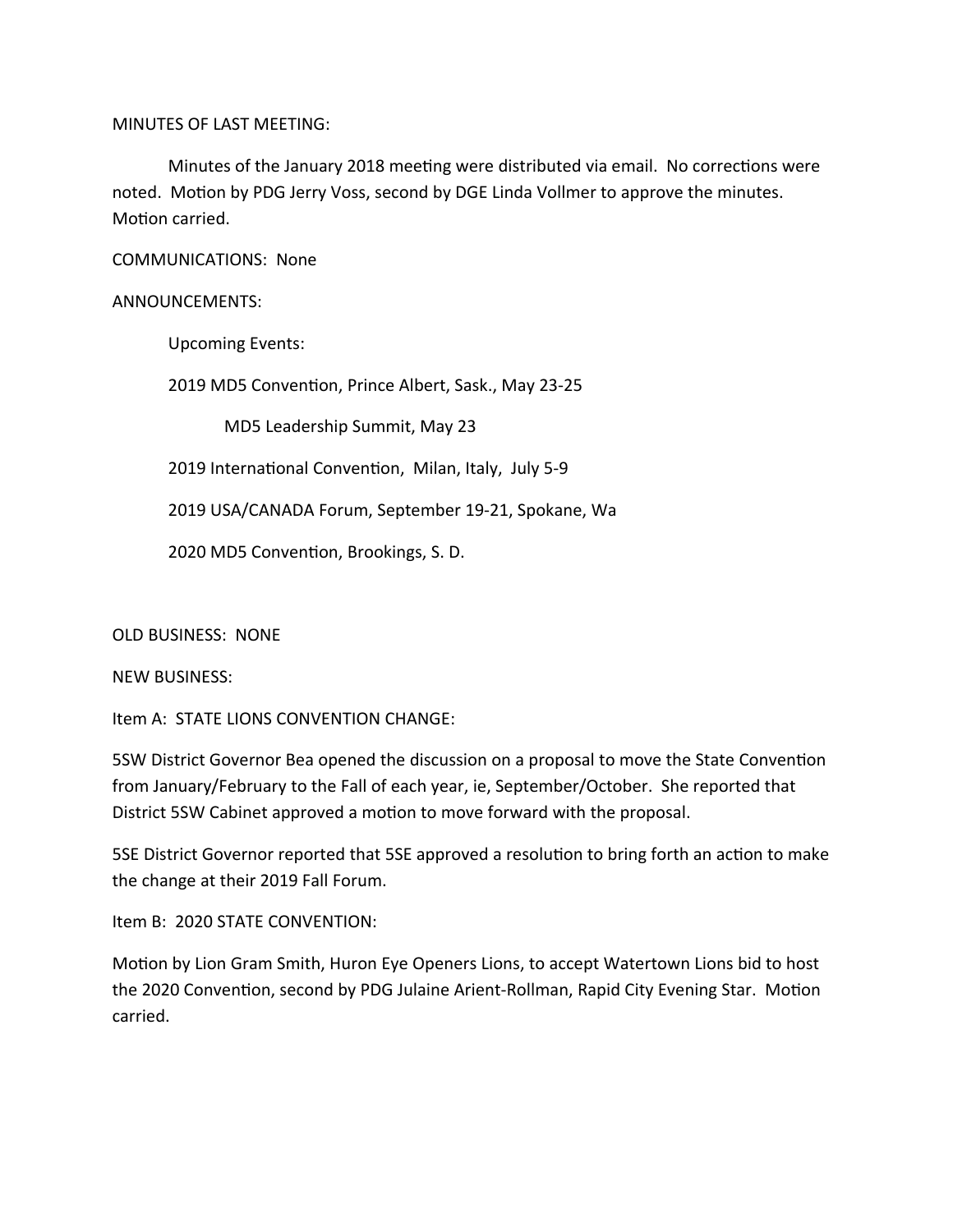MINUTES OF LAST MEETING:

Minutes of the January 2018 meeting were distributed via email. No corrections were noted. Motion by PDG Jerry Voss, second by DGE Linda Vollmer to approve the minutes. Motion carried.

COMMUNICATIONS: None

ANNOUNCEMENTS:

Upcoming Events:

2019 MD5 Convention, Prince Albert, Sask., May 23-25

MD5 Leadership Summit, May 23

2019 International Convention, Milan, Italy, July 5-9

2019 USA/CANADA Forum, September 19-21, Spokane, Wa

2020 MD5 Convention, Brookings, S. D.

OLD BUSINESS: NONE

NEW BUSINESS:

Item A: STATE LIONS CONVENTION CHANGE:

5SW District Governor Bea opened the discussion on a proposal to move the State Convention from January/February to the Fall of each year, ie, September/October. She reported that District 5SW Cabinet approved a motion to move forward with the proposal.

5SE District Governor reported that 5SE approved a resolution to bring forth an action to make the change at their 2019 Fall Forum.

Item B: 2020 STATE CONVENTION:

Motion by Lion Gram Smith, Huron Eye Openers Lions, to accept Watertown Lions bid to host the 2020 Convention, second by PDG Julaine Arient-Rollman, Rapid City Evening Star. Motion carried.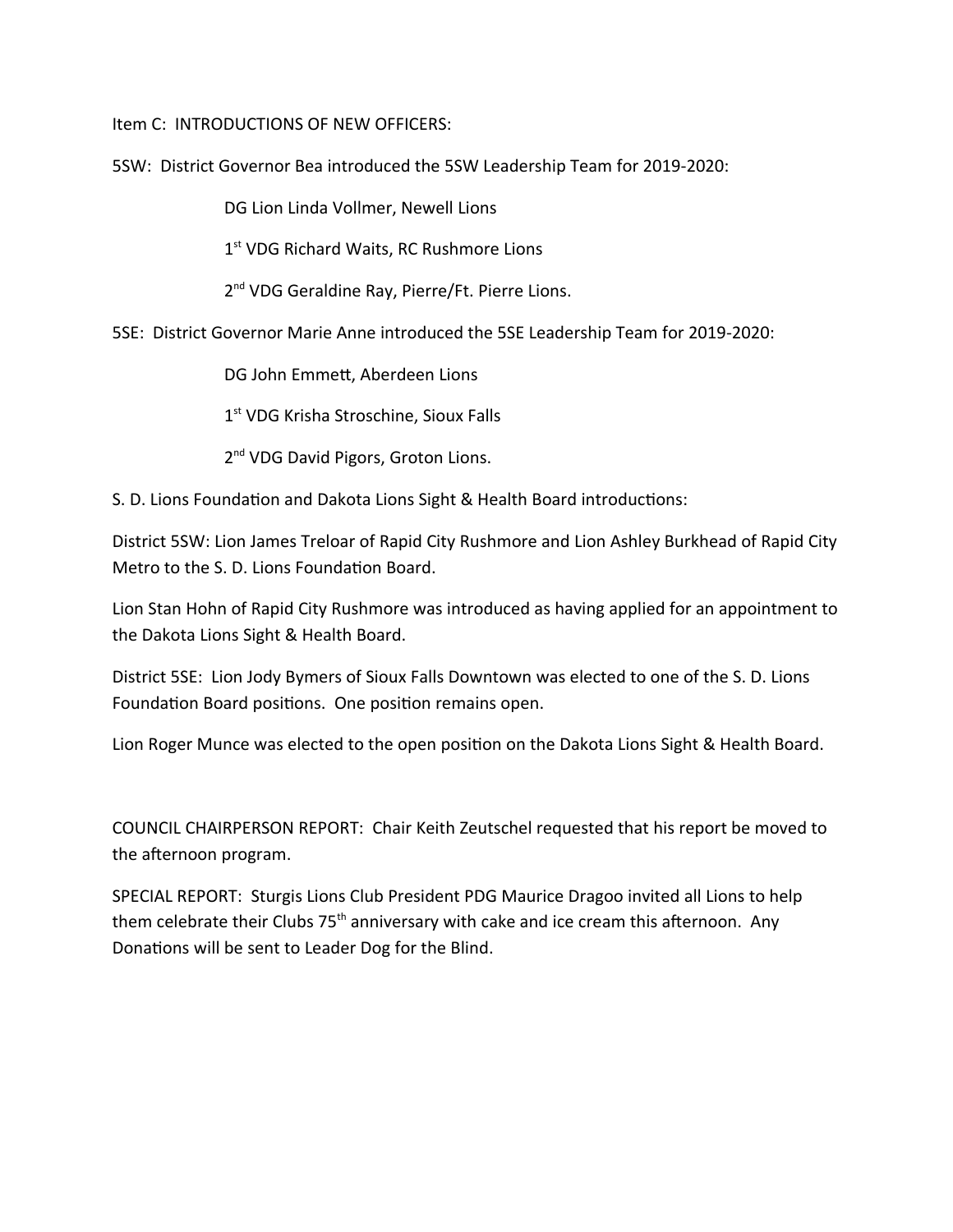Item C: INTRODUCTIONS OF NEW OFFICERS:

5SW: District Governor Bea introduced the 5SW Leadership Team for 2019-2020:

DG Lion Linda Vollmer, Newell Lions

1st VDG Richard Waits, RC Rushmore Lions

2nd VDG Geraldine Ray, Pierre/Ft. Pierre Lions.

5SE: District Governor Marie Anne introduced the 5SE Leadership Team for 2019-2020:

DG John Emmett, Aberdeen Lions

1st VDG Krisha Stroschine, Sioux Falls

2nd VDG David Pigors, Groton Lions.

S. D. Lions Foundation and Dakota Lions Sight & Health Board introductions:

District 5SW: Lion James Treloar of Rapid City Rushmore and Lion Ashley Burkhead of Rapid City Metro to the S. D. Lions Foundation Board.

Lion Stan Hohn of Rapid City Rushmore was introduced as having applied for an appointment to the Dakota Lions Sight & Health Board.

District 5SE: Lion Jody Bymers of Sioux Falls Downtown was elected to one of the S. D. Lions Foundation Board positions. One position remains open.

Lion Roger Munce was elected to the open position on the Dakota Lions Sight & Health Board.

COUNCIL CHAIRPERSON REPORT: Chair Keith Zeutschel requested that his report be moved to the afternoon program.

SPECIAL REPORT: Sturgis Lions Club President PDG Maurice Dragoo invited all Lions to help them celebrate their Clubs 75th anniversary with cake and ice cream this afternoon. Any Donations will be sent to Leader Dog for the Blind.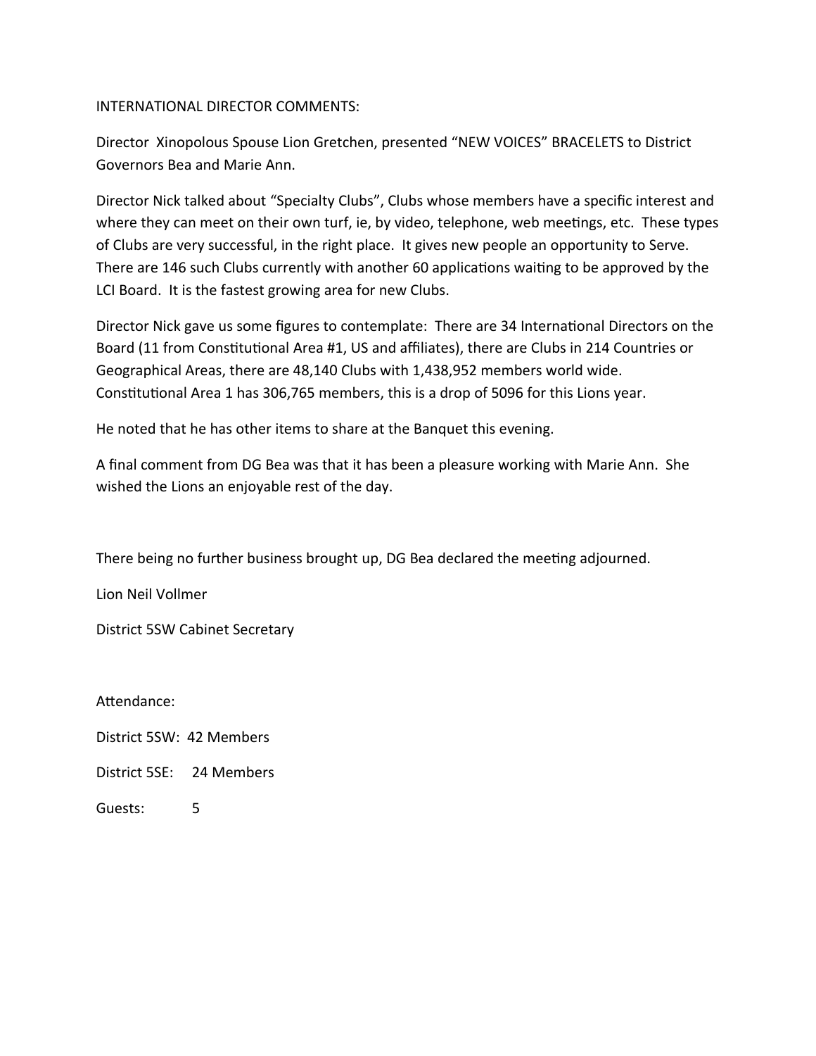INTERNATIONAL DIRECTOR COMMENTS:

Director Xinopolous Spouse Lion Gretchen, presented “NEW VOICES” BRACELETS to District Governors Bea and Marie Ann.

Director Nick talked about “Specialty Clubs”, Clubs whose members have a specific interest and where they can meet on their own turf, ie, by video, telephone, web meetings, etc. These types of Clubs are very successful, in the right place. It gives new people an opportunity to Serve. There are 146 such Clubs currently with another 60 applications waiting to be approved by the LCI Board. It is the fastest growing area for new Clubs.

Director Nick gave us some figures to contemplate: There are 34 International Directors on the Board (11 from Constitutional Area #1, US and affiliates), there are Clubs in 214 Countries or Geographical Areas, there are 48,140 Clubs with 1,438,952 members world wide. Constitutional Area 1 has 306,765 members, this is a drop of 5096 for this Lions year.

He noted that he has other items to share at the Banquet this evening.

A final comment from DG Bea was that it has been a pleasure working with Marie Ann. She wished the Lions an enjoyable rest of the day.

There being no further business brought up, DG Bea declared the meeting adjourned.

Lion Neil Vollmer

District 5SW Cabinet Secretary

Attendance:

District 5SW: 42 Members

District 5SE: 24 Members

Guests: 5